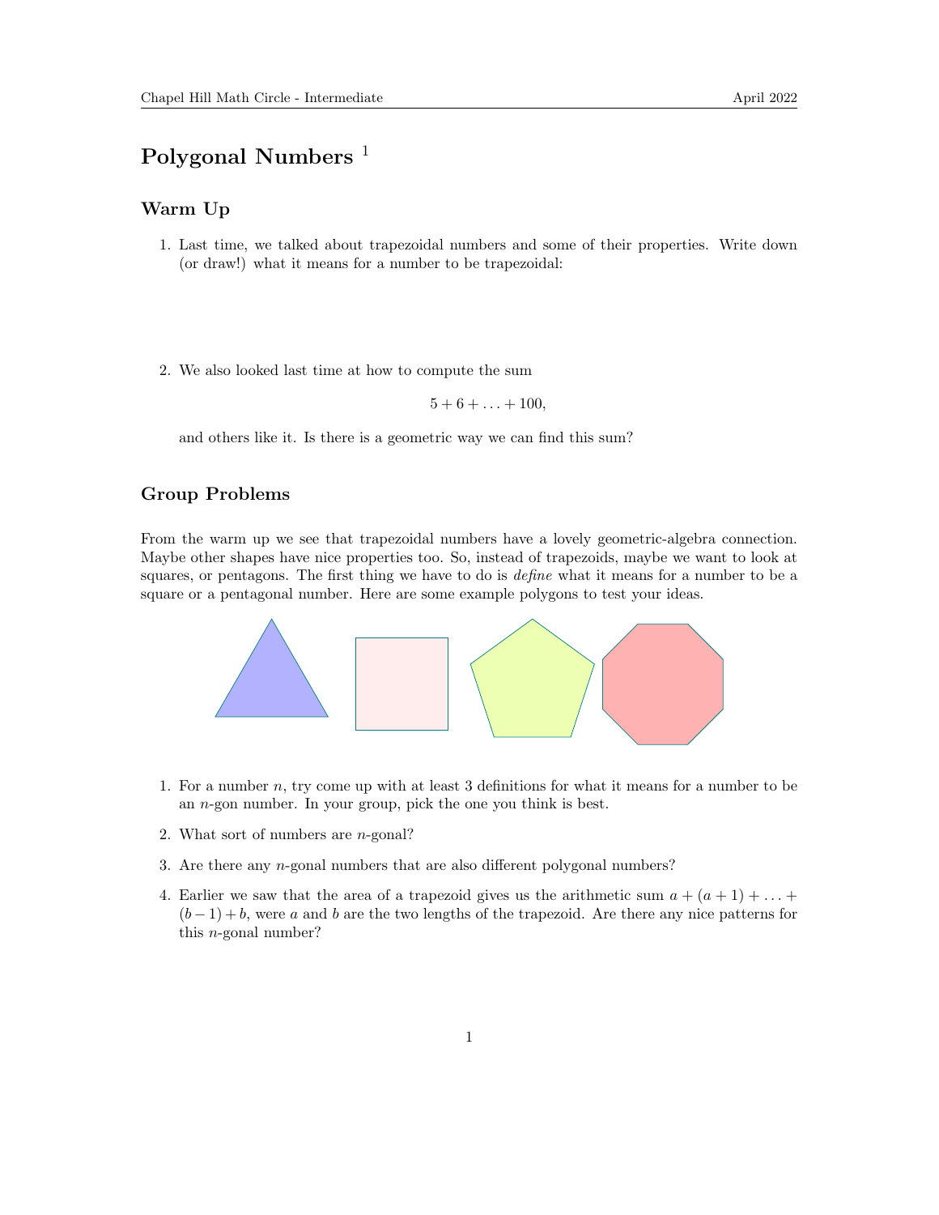# Polygonal Numbers [1]

## Warm Up

1. Last time, we talked about trapezoidal numbers and some of their properties. Write down (or draw!) what it means for a number to be trapezoidal:

2. We also looked last time at how to compute the sum

$$5 + 6 + \ldots + 100,$$

and others like it. Is there is a geometric way we can find this sum?

## Group Problems

From the warm up we see that trapezoidal numbers have a lovely geometric-algebra connection. Maybe other shapes have nice properties too. So, instead of trapezoids, maybe we want to look at squares, or pentagons. The first thing we have to do is *define* what it means for a number to be a square or a pentagonal number. Here are some example polygons to test your ideas.

1. For a number $n$, try come up with at least 3 definitions for what it means for a number to be an $n$-gon number. In your group, pick the one you think is best.

2. What sort of numbers are $n$-gonal?

3. Are there any $n$-gonal numbers that are also different polygonal numbers?

4. Earlier we saw that the area of a trapezoid gives us the arithmetic sum $a + (a + 1) + \ldots + (b - 1) + b$, were $a$ and $b$ are the two lengths of the trapezoid. Are there any nice patterns for this $n$-gonal number?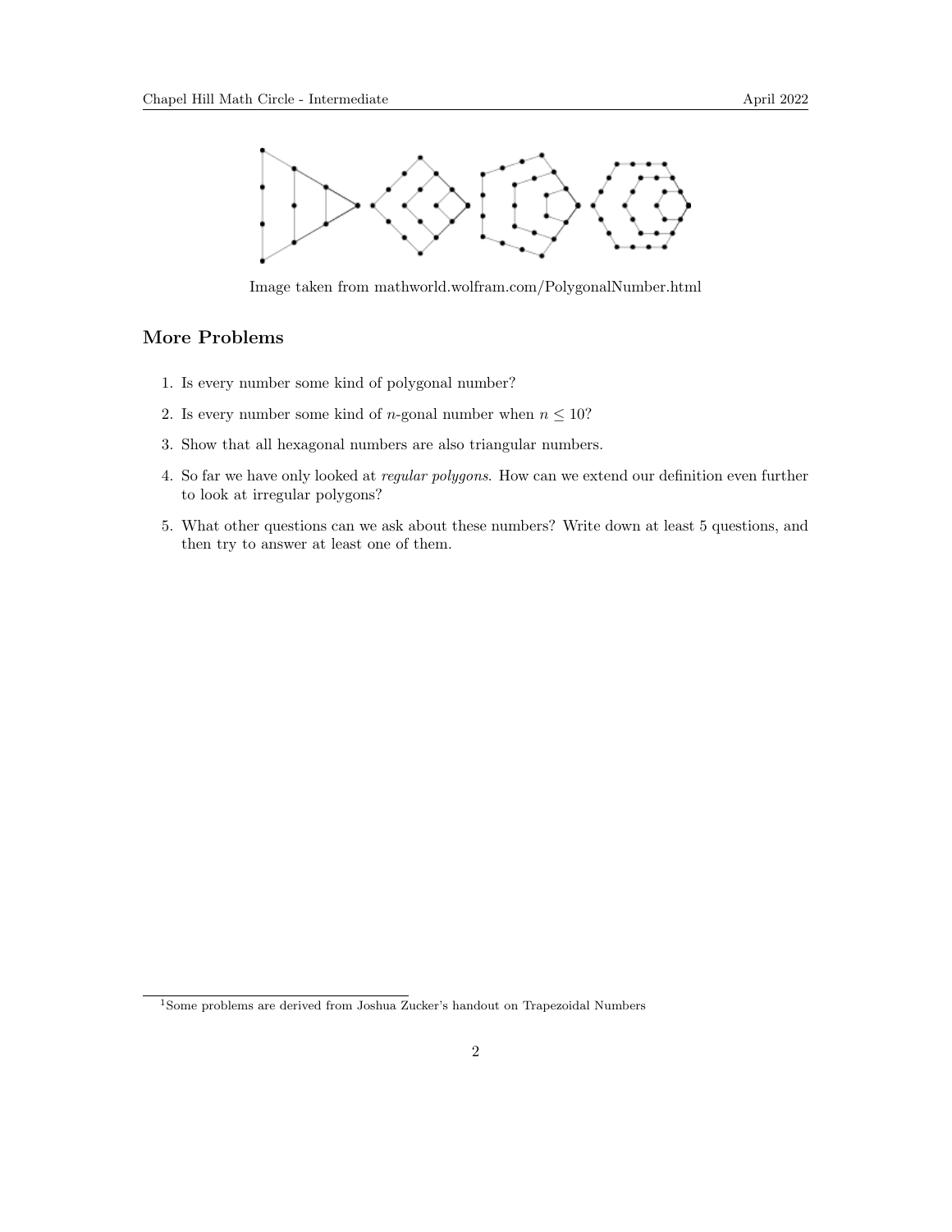Image taken from mathworld.wolfram.com/PolygonalNumber.html

## More Problems

1. Is every number some kind of polygonal number?
2. Is every number some kind of $n$-gonal number when $n \leq 10$?
3. Show that all hexagonal numbers are also triangular numbers.
4. So far we have only looked at *regular polygons*. How can we extend our definition even further to look at irregular polygons?
5. What other questions can we ask about these numbers? Write down at least 5 questions, and then try to answer at least one of them.

[1] Some problems are derived from Joshua Zucker's handout on Trapezoidal Numbers